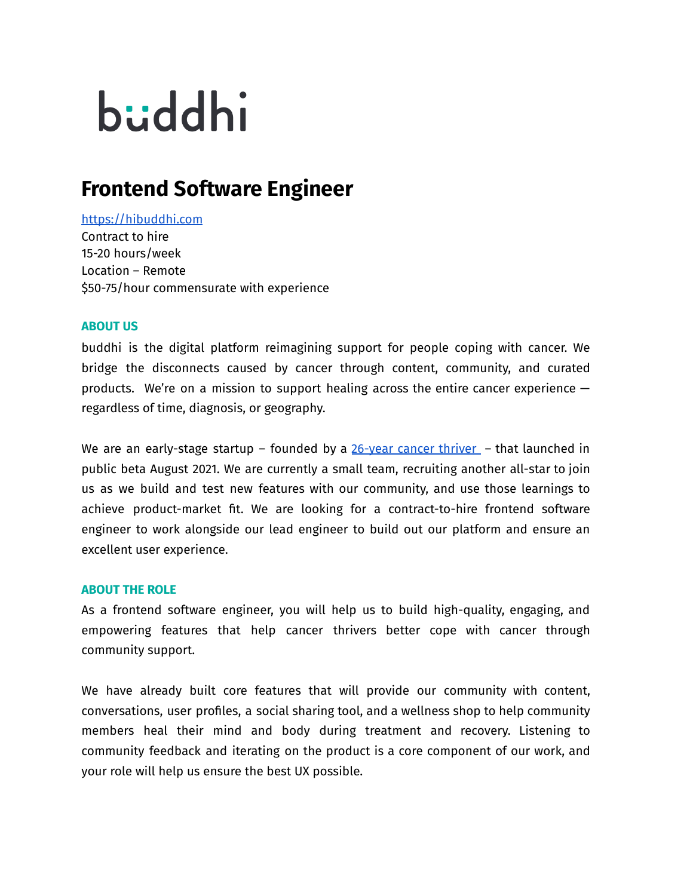# buddhi

## Frontend Software Engineer

[https://hibuddhi.com](https://hibuddhi.com)
Contract to hire
15-20 hours/week
Location – Remote
$50-75/hour commensurate with experience

### ABOUT US

buddhi is the digital platform reimagining support for people coping with cancer. We bridge the disconnects caused by cancer through content, community, and curated products. We're on a mission to support healing across the entire cancer experience — regardless of time, diagnosis, or geography.

We are an early-stage startup – founded by a 26-year cancer thriver – that launched in public beta August 2021. We are currently a small team, recruiting another all-star to join us as we build and test new features with our community, and use those learnings to achieve product-market fit. We are looking for a contract-to-hire frontend software engineer to work alongside our lead engineer to build out our platform and ensure an excellent user experience.

### ABOUT THE ROLE

As a frontend software engineer, you will help us to build high-quality, engaging, and empowering features that help cancer thrivers better cope with cancer through community support.

We have already built core features that will provide our community with content, conversations, user profiles, a social sharing tool, and a wellness shop to help community members heal their mind and body during treatment and recovery. Listening to community feedback and iterating on the product is a core component of our work, and your role will help us ensure the best UX possible.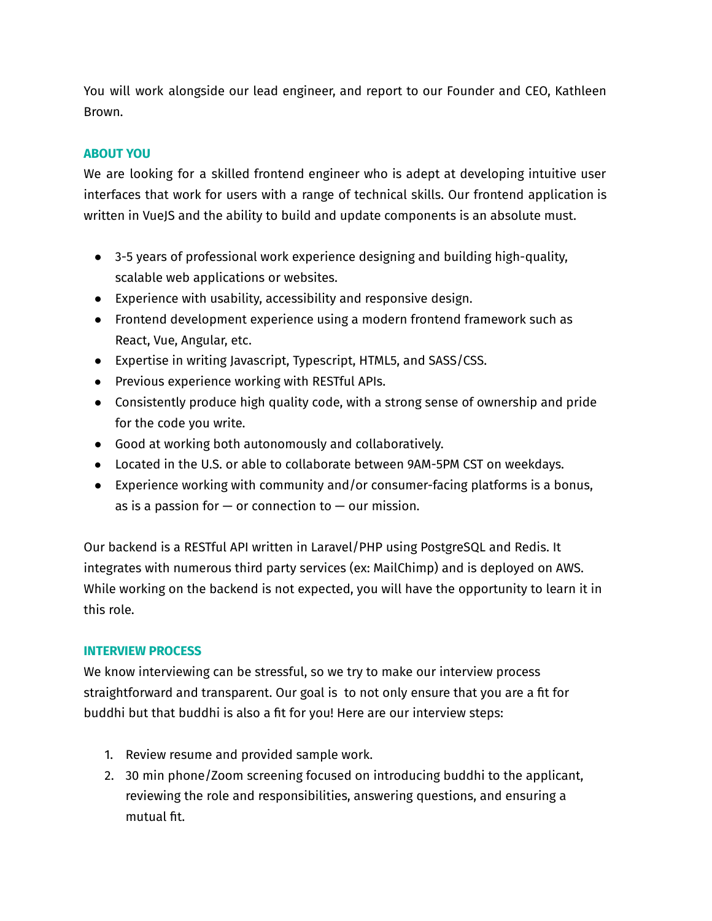You will work alongside our lead engineer, and report to our Founder and CEO, Kathleen Brown.

## ABOUT YOU

We are looking for a skilled frontend engineer who is adept at developing intuitive user interfaces that work for users with a range of technical skills. Our frontend application is written in VueJS and the ability to build and update components is an absolute must.

- 3-5 years of professional work experience designing and building high-quality, scalable web applications or websites.
- Experience with usability, accessibility and responsive design.
- Frontend development experience using a modern frontend framework such as React, Vue, Angular, etc.
- Expertise in writing Javascript, Typescript, HTML5, and SASS/CSS.
- Previous experience working with RESTful APIs.
- Consistently produce high quality code, with a strong sense of ownership and pride for the code you write.
- Good at working both autonomously and collaboratively.
- Located in the U.S. or able to collaborate between 9AM-5PM CST on weekdays.
- Experience working with community and/or consumer-facing platforms is a bonus, as is a passion for — or connection to — our mission.

Our backend is a RESTful API written in Laravel/PHP using PostgreSQL and Redis. It integrates with numerous third party services (ex: MailChimp) and is deployed on AWS. While working on the backend is not expected, you will have the opportunity to learn it in this role.

## INTERVIEW PROCESS

We know interviewing can be stressful, so we try to make our interview process straightforward and transparent. Our goal is to not only ensure that you are a fit for buddhi but that buddhi is also a fit for you! Here are our interview steps:

1. Review resume and provided sample work.
2. 30 min phone/Zoom screening focused on introducing buddhi to the applicant, reviewing the role and responsibilities, answering questions, and ensuring a mutual fit.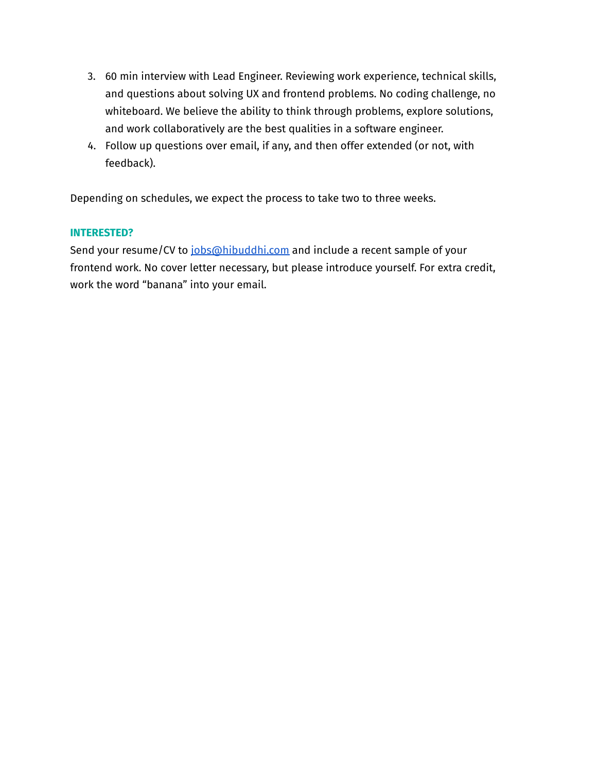3. 60 min interview with Lead Engineer. Reviewing work experience, technical skills, and questions about solving UX and frontend problems. No coding challenge, no whiteboard. We believe the ability to think through problems, explore solutions, and work collaboratively are the best qualities in a software engineer.
4. Follow up questions over email, if any, and then offer extended (or not, with feedback).

Depending on schedules, we expect the process to take two to three weeks.

**INTERESTED?**

Send your resume/CV to jobs@hibuddhi.com and include a recent sample of your frontend work. No cover letter necessary, but please introduce yourself. For extra credit, work the word "banana" into your email.